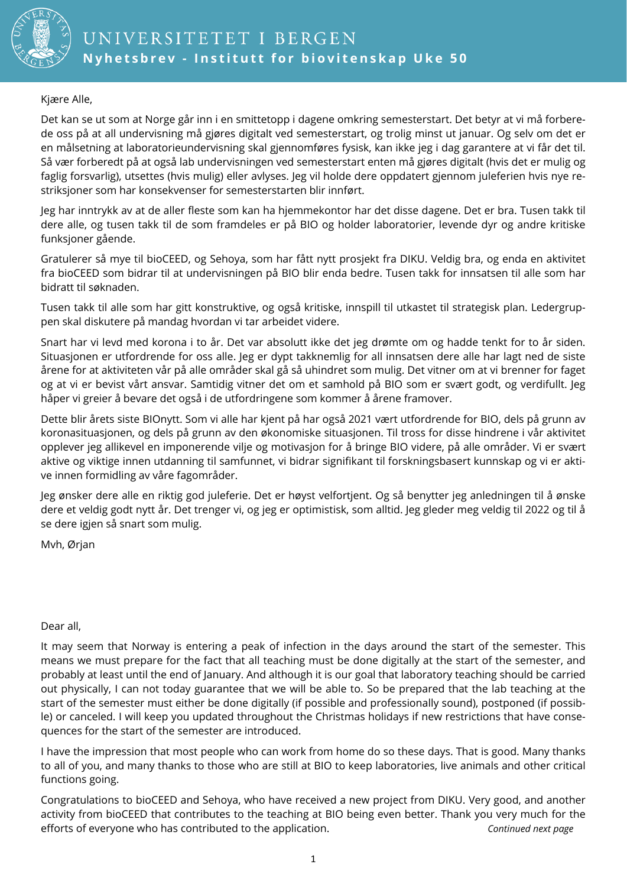# UNIVERSITETET I BERGEN

## Nyhetsbrev - Institutt for biovitenskap Uke 50

Kjære Alle,

Det kan se ut som at Norge går inn i en smittetopp i dagene omkring semesterstart. Det betyr at vi må forberede oss på at all undervisning må gjøres digitalt ved semesterstart, og trolig minst ut januar. Og selv om det er en målsetning at laboratorieundervisning skal gjennomføres fysisk, kan ikke jeg i dag garantere at vi får det til. Så vær forberedt på at også lab undervisningen ved semesterstart enten må gjøres digitalt (hvis det er mulig og faglig forsvarlig), utsettes (hvis mulig) eller avlyses. Jeg vil holde dere oppdatert gjennom juleferien hvis nye restriksjoner som har konsekvenser for semesterstarten blir innført.

Jeg har inntrykk av at de aller fleste som kan ha hjemmekontor har det disse dagene. Det er bra. Tusen takk til dere alle, og tusen takk til de som framdeles er på BIO og holder laboratorier, levende dyr og andre kritiske funksjoner gående.

Gratulerer så mye til bioCEED, og Sehoya, som har fått nytt prosjekt fra DIKU. Veldig bra, og enda en aktivitet fra bioCEED som bidrar til at undervisningen på BIO blir enda bedre. Tusen takk for innsatsen til alle som har bidratt til søknaden.

Tusen takk til alle som har gitt konstruktive, og også kritiske, innspill til utkastet til strategisk plan. Ledergruppen skal diskutere på mandag hvordan vi tar arbeidet videre.

Snart har vi levd med korona i to år. Det var absolutt ikke det jeg drømte om og hadde tenkt for to år siden. Situasjonen er utfordrende for oss alle. Jeg er dypt takknemlig for all innsatsen dere alle har lagt ned de siste årene for at aktiviteten vår på alle områder skal gå så uhindret som mulig. Det vitner om at vi brenner for faget og at vi er bevist vårt ansvar. Samtidig vitner det om et samhold på BIO som er svært godt, og verdifullt. Jeg håper vi greier å bevare det også i de utfordringene som kommer å årene framover.

Dette blir årets siste BIOnytt. Som vi alle har kjent på har også 2021 vært utfordrende for BIO, dels på grunn av koronasituasjonen, og dels på grunn av den økonomiske situasjonen. Til tross for disse hindrene i vår aktivitet opplever jeg allikevel en imponerende vilje og motivasjon for å bringe BIO videre, på alle områder. Vi er svært aktive og viktige innen utdanning til samfunnet, vi bidrar signifikant til forskningsbasert kunnskap og vi er aktive innen formidling av våre fagområder.

Jeg ønsker dere alle en riktig god juleferie. Det er høyst velfortjent. Og så benytter jeg anledningen til å ønske dere et veldig godt nytt år. Det trenger vi, og jeg er optimistisk, som alltid. Jeg gleder meg veldig til 2022 og til å se dere igjen så snart som mulig.

Mvh, Ørjan

Dear all,

It may seem that Norway is entering a peak of infection in the days around the start of the semester. This means we must prepare for the fact that all teaching must be done digitally at the start of the semester, and probably at least until the end of January. And although it is our goal that laboratory teaching should be carried out physically, I can not today guarantee that we will be able to. So be prepared that the lab teaching at the start of the semester must either be done digitally (if possible and professionally sound), postponed (if possible) or canceled. I will keep you updated throughout the Christmas holidays if new restrictions that have consequences for the start of the semester are introduced.

I have the impression that most people who can work from home do so these days. That is good. Many thanks to all of you, and many thanks to those who are still at BIO to keep laboratories, live animals and other critical functions going.

Congratulations to bioCEED and Sehoya, who have received a new project from DIKU. Very good, and another activity from bioCEED that contributes to the teaching at BIO being even better. Thank you very much for the efforts of everyone who has contributed to the application.

*Continued next page*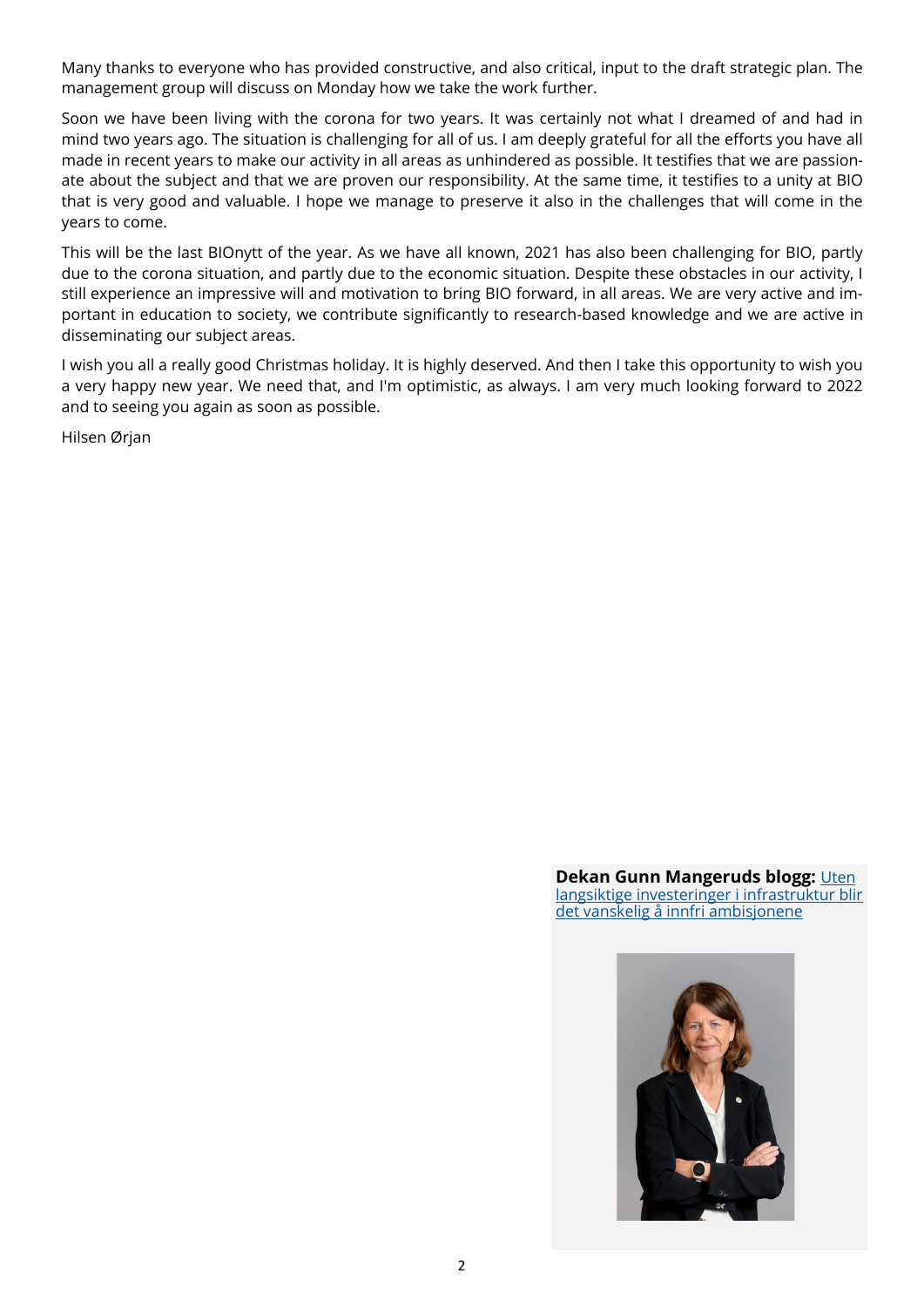Many thanks to everyone who has provided constructive, and also critical, input to the draft strategic plan. The management group will discuss on Monday how we take the work further.

Soon we have been living with the corona for two years. It was certainly not what I dreamed of and had in mind two years ago. The situation is challenging for all of us. I am deeply grateful for all the efforts you have all made in recent years to make our activity in all areas as unhindered as possible. It testifies that we are passionate about the subject and that we are proven our responsibility. At the same time, it testifies to a unity at BIO that is very good and valuable. I hope we manage to preserve it also in the challenges that will come in the years to come.

This will be the last BIOnytt of the year. As we have all known, 2021 has also been challenging for BIO, partly due to the corona situation, and partly due to the economic situation. Despite these obstacles in our activity, I still experience an impressive will and motivation to bring BIO forward, in all areas. We are very active and important in education to society, we contribute significantly to research-based knowledge and we are active in disseminating our subject areas.

I wish you all a really good Christmas holiday. It is highly deserved. And then I take this opportunity to wish you a very happy new year. We need that, and I'm optimistic, as always. I am very much looking forward to 2022 and to seeing you again as soon as possible.

Hilsen Ørjan

**Dekan Gunn Mangeruds blogg:** Uten langsiktige investeringer i infrastruktur blir det vanskelig å innfri ambisjonene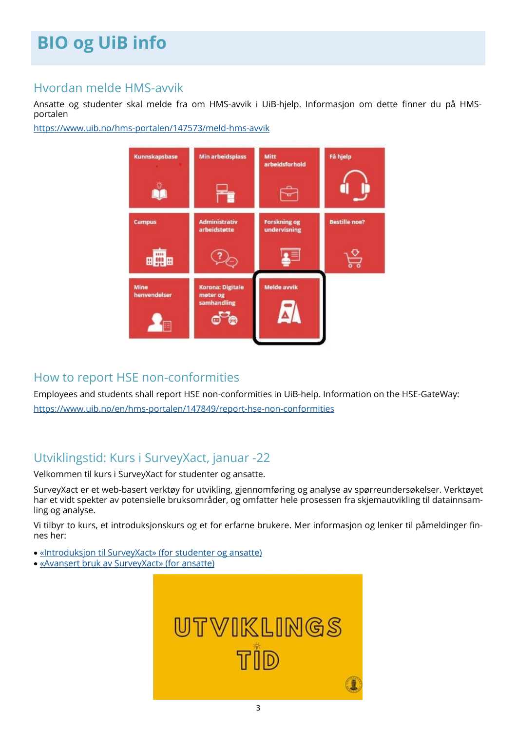# BIO og UiB info

## Hvordan melde HMS-avvik

Ansatte og studenter skal melde fra om HMS-avvik i UiB-hjelp. Informasjon om dette finner du på HMS-portalen

https://www.uib.no/hms-portalen/147573/meld-hms-avvik

## How to report HSE non-conformities

Employees and students shall report HSE non-conformities in UiB-help. Information on the HSE-GateWay: https://www.uib.no/en/hms-portalen/147849/report-hse-non-conformities

## Utviklingstid: Kurs i SurveyXact, januar -22

Velkommen til kurs i SurveyXact for studenter og ansatte.

SurveyXact er et web-basert verktøy for utvikling, gjennomføring og analyse av spørreundersøkelser. Verktøyet har et vidt spekter av potensielle bruksområder, og omfatter hele prosessen fra skjemautvikling til datainnsamling og analyse.

Vi tilbyr to kurs, et introduksjonskurs og et for erfarne brukere. Mer informasjon og lenker til påmeldinger finnes her:

- «Introduksjon til SurveyXact» (for studenter og ansatte)
- «Avansert bruk av SurveyXact» (for ansatte)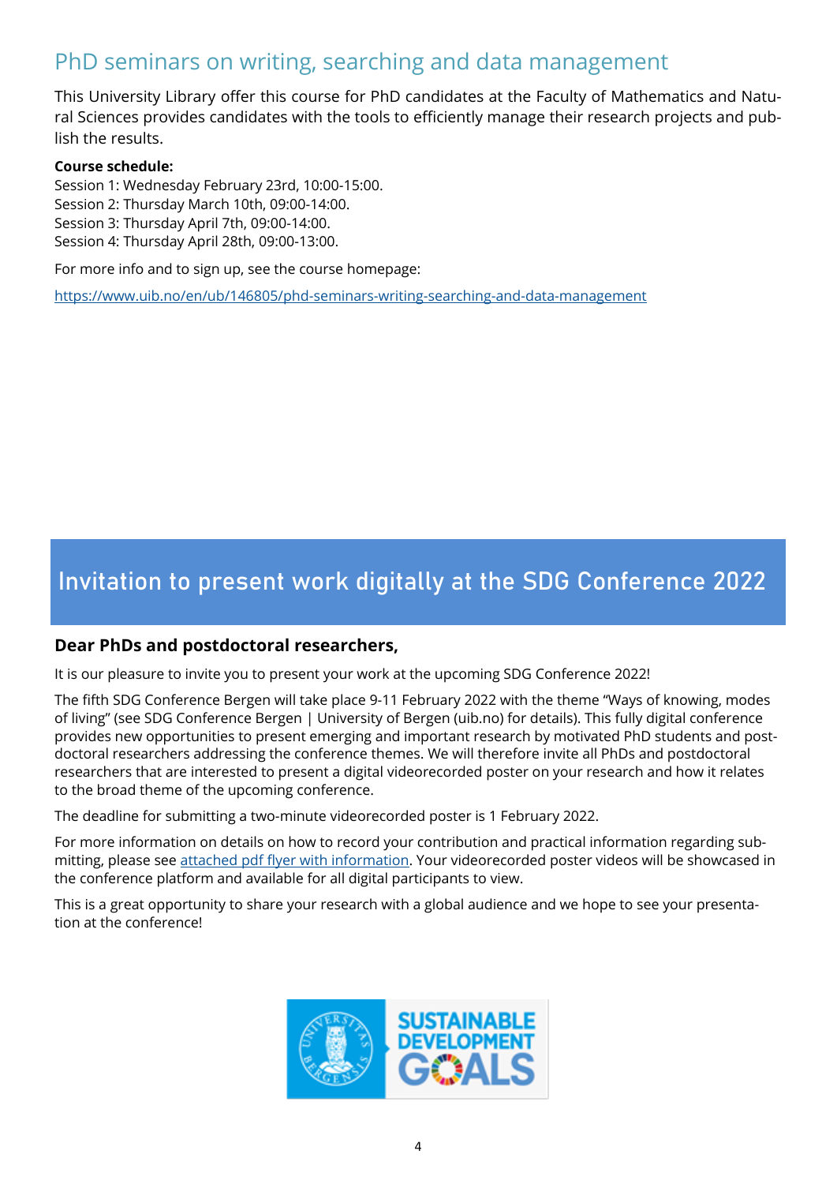## PhD seminars on writing, searching and data management

This University Library offer this course for PhD candidates at the Faculty of Mathematics and Natural Sciences provides candidates with the tools to efficiently manage their research projects and publish the results.

**Course schedule:**
Session 1: Wednesday February 23rd, 10:00-15:00.
Session 2: Thursday March 10th, 09:00-14:00.
Session 3: Thursday April 7th, 09:00-14:00.
Session 4: Thursday April 28th, 09:00-13:00.

For more info and to sign up, see the course homepage:

https://www.uib.no/en/ub/146805/phd-seminars-writing-searching-and-data-management

## Invitation to present work digitally at the SDG Conference 2022

**Dear PhDs and postdoctoral researchers,**

It is our pleasure to invite you to present your work at the upcoming SDG Conference 2022!

The fifth SDG Conference Bergen will take place 9-11 February 2022 with the theme "Ways of knowing, modes of living" (see SDG Conference Bergen | University of Bergen (uib.no) for details). This fully digital conference provides new opportunities to present emerging and important research by motivated PhD students and postdoctoral researchers addressing the conference themes. We will therefore invite all PhDs and postdoctoral researchers that are interested to present a digital videorecorded poster on your research and how it relates to the broad theme of the upcoming conference.

The deadline for submitting a two-minute videorecorded poster is 1 February 2022.

For more information on details on how to record your contribution and practical information regarding submitting, please see attached pdf flyer with information. Your videorecorded poster videos will be showcased in the conference platform and available for all digital participants to view.

This is a great opportunity to share your research with a global audience and we hope to see your presentation at the conference!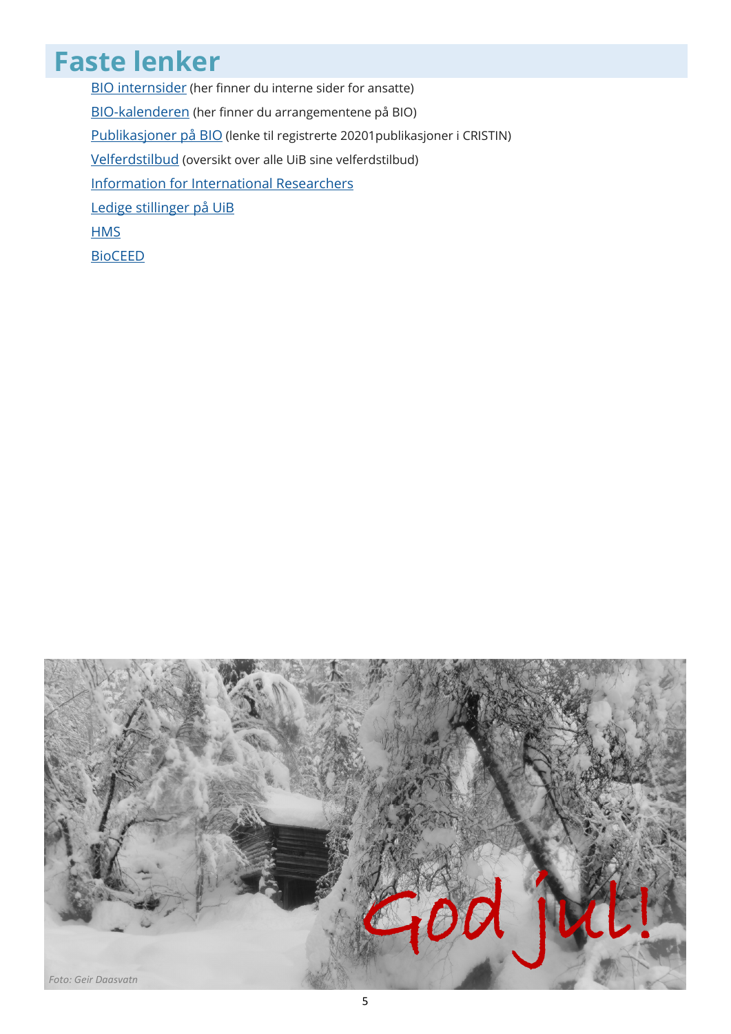# Faste lenker

BIO internsider (her finner du interne sider for ansatte)

BIO-kalenderen (her finner du arrangementene på BIO)

Publikasjoner på BIO (lenke til registrerte 20201publikasjoner i CRISTIN)

Velferdstilbud (oversikt over alle UiB sine velferdstilbud)

Information for International Researchers

Ledige stillinger på UiB

HMS

BioCEED

*Foto: Geir Daasvatn*